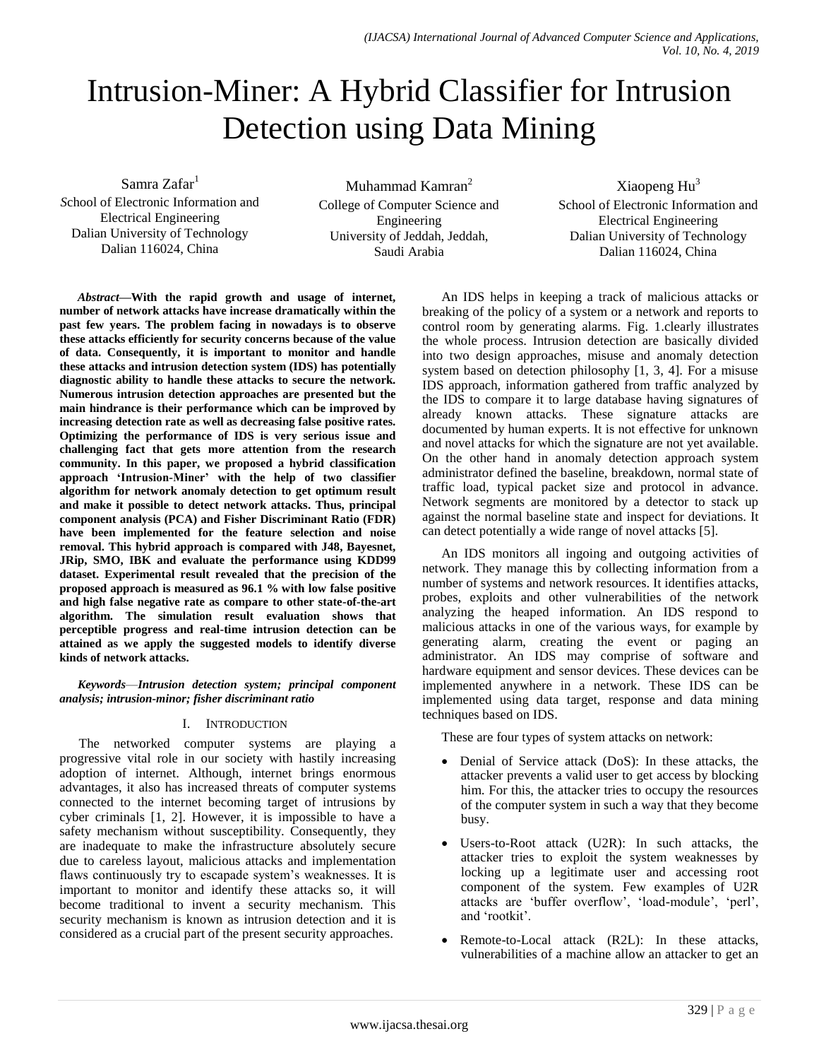# Intrusion-Miner: A Hybrid Classifier for Intrusion Detection using Data Mining

Samra Zafar[1]
School of Electronic Information and Electrical Engineering
Dalian University of Technology
Dalian 116024, China

Muhammad Kamran[2]
College of Computer Science and Engineering
University of Jeddah, Jeddah, Saudi Arabia

Xiaopeng Hu[3]
School of Electronic Information and Electrical Engineering
Dalian University of Technology
Dalian 116024, China

***Abstract*—With the rapid growth and usage of internet, number of network attacks have increase dramatically within the past few years. The problem facing in nowadays is to observe these attacks efficiently for security concerns because of the value of data. Consequently, it is important to monitor and handle these attacks and intrusion detection system (IDS) has potentially diagnostic ability to handle these attacks to secure the network. Numerous intrusion detection approaches are presented but the main hindrance is their performance which can be improved by increasing detection rate as well as decreasing false positive rates. Optimizing the performance of IDS is very serious issue and challenging fact that gets more attention from the research community. In this paper, we proposed a hybrid classification approach 'Intrusion-Miner' with the help of two classifier algorithm for network anomaly detection to get optimum result and make it possible to detect network attacks. Thus, principal component analysis (PCA) and Fisher Discriminant Ratio (FDR) have been implemented for the feature selection and noise removal. This hybrid approach is compared with J48, Bayesnet, JRip, SMO, IBK and evaluate the performance using KDD99 dataset. Experimental result revealed that the precision of the proposed approach is measured as 96.1 % with low false positive and high false negative rate as compare to other state-of-the-art algorithm. The simulation result evaluation shows that perceptible progress and real-time intrusion detection can be attained as we apply the suggested models to identify diverse kinds of network attacks.**

***Keywords*—*Intrusion detection system; principal component analysis; intrusion-minor; fisher discriminant ratio***

## I. Introduction

The networked computer systems are playing a progressive vital role in our society with hastily increasing adoption of internet. Although, internet brings enormous advantages, it also has increased threats of computer systems connected to the internet becoming target of intrusions by cyber criminals [1, 2]. However, it is impossible to have a safety mechanism without susceptibility. Consequently, they are inadequate to make the infrastructure absolutely secure due to careless layout, malicious attacks and implementation flaws continuously try to escapade system's weaknesses. It is important to monitor and identify these attacks so, it will become traditional to invent a security mechanism. This security mechanism is known as intrusion detection and it is considered as a crucial part of the present security approaches.

An IDS helps in keeping a track of malicious attacks or breaking of the policy of a system or a network and reports to control room by generating alarms. Fig. 1.clearly illustrates the whole process. Intrusion detection are basically divided into two design approaches, misuse and anomaly detection system based on detection philosophy [1, 3, 4]. For a misuse IDS approach, information gathered from traffic analyzed by the IDS to compare it to large database having signatures of already known attacks. These signature attacks are documented by human experts. It is not effective for unknown and novel attacks for which the signature are not yet available. On the other hand in anomaly detection approach system administrator defined the baseline, breakdown, normal state of traffic load, typical packet size and protocol in advance. Network segments are monitored by a detector to stack up against the normal baseline state and inspect for deviations. It can detect potentially a wide range of novel attacks [5].

An IDS monitors all ingoing and outgoing activities of network. They manage this by collecting information from a number of systems and network resources. It identifies attacks, probes, exploits and other vulnerabilities of the network analyzing the heaped information. An IDS respond to malicious attacks in one of the various ways, for example by generating alarm, creating the event or paging an administrator. An IDS may comprise of software and hardware equipment and sensor devices. These devices can be implemented anywhere in a network. These IDS can be implemented using data target, response and data mining techniques based on IDS.

These are four types of system attacks on network:

- Denial of Service attack (DoS): In these attacks, the attacker prevents a valid user to get access by blocking him. For this, the attacker tries to occupy the resources of the computer system in such a way that they become busy.
- Users-to-Root attack (U2R): In such attacks, the attacker tries to exploit the system weaknesses by locking up a legitimate user and accessing root component of the system. Few examples of U2R attacks are 'buffer overflow', 'load-module', 'perl', and 'rootkit'.
- Remote-to-Local attack (R2L): In these attacks, vulnerabilities of a machine allow an attacker to get an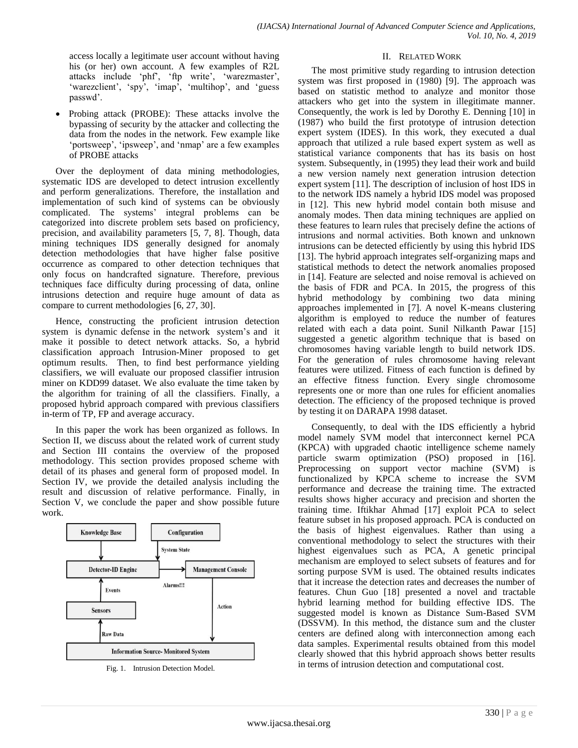access locally a legitimate user account without having his (or her) own account. A few examples of R2L attacks include 'phf', 'ftp write', 'warezmaster', 'warezclient', 'spy', 'imap', 'multihop', and 'guess passwd'.

- Probing attack (PROBE): These attacks involve the bypassing of security by the attacker and collecting the data from the nodes in the network. Few example like 'portsweep', 'ipsweep', and 'nmap' are a few examples of PROBE attacks

Over the deployment of data mining methodologies, systematic IDS are developed to detect intrusion excellently and perform generalizations. Therefore, the installation and implementation of such kind of systems can be obviously complicated. The systems' integral problems can be categorized into discrete problem sets based on proficiency, precision, and availability parameters [5, 7, 8]. Though, data mining techniques IDS generally designed for anomaly detection methodologies that have higher false positive occurrence as compared to other detection techniques that only focus on handcrafted signature. Therefore, previous techniques face difficulty during processing of data, online intrusions detection and require huge amount of data as compare to current methodologies [6, 27, 30].

Hence, constructing the proficient intrusion detection system is dynamic defense in the network system's and it make it possible to detect network attacks. So, a hybrid classification approach Intrusion-Miner proposed to get optimum results. Then, to find best performance yielding classifiers, we will evaluate our proposed classifier intrusion miner on KDD99 dataset. We also evaluate the time taken by the algorithm for training of all the classifiers. Finally, a proposed hybrid approach compared with previous classifiers in-term of TP, FP and average accuracy.

In this paper the work has been organized as follows. In Section II, we discuss about the related work of current study and Section III contains the overview of the proposed methodology. This section provides proposed scheme with detail of its phases and general form of proposed model. In Section IV, we provide the detailed analysis including the result and discussion of relative performance. Finally, in Section V, we conclude the paper and show possible future work.

Knowledge Base → Detector-ID Engine; Configuration → (System State) → Detector-ID Engine; Detector-ID Engine → (Alarms!!!) → Management Console; Management Console → (Action) → Information Source- Monitored System; Information Source- Monitored System → (Raw Data) → Sensors; Sensors → (Events) → Detector-ID Engine

Fig. 1. Intrusion Detection Model.

## II. Related Work

The most primitive study regarding to intrusion detection system was first proposed in (1980) [9]. The approach was based on statistic method to analyze and monitor those attackers who get into the system in illegitimate manner. Consequently, the work is led by Dorothy E. Denning [10] in (1987) who build the first prototype of intrusion detection expert system (IDES). In this work, they executed a dual approach that utilized a rule based expert system as well as statistical variance components that has its basis on host system. Subsequently, in (1995) they lead their work and build a new version namely next generation intrusion detection expert system [11]. The description of inclusion of host IDS in to the network IDS namely a hybrid IDS model was proposed in [12]. This new hybrid model contain both misuse and anomaly modes. Then data mining techniques are applied on these features to learn rules that precisely define the actions of intrusions and normal activities. Both known and unknown intrusions can be detected efficiently by using this hybrid IDS [13]. The hybrid approach integrates self-organizing maps and statistical methods to detect the network anomalies proposed in [14]. Feature are selected and noise removal is achieved on the basis of FDR and PCA. In 2015, the progress of this hybrid methodology by combining two data mining approaches implemented in [7]. A novel K-means clustering algorithm is employed to reduce the number of features related with each a data point. Sunil Nilkanth Pawar [15] suggested a genetic algorithm technique that is based on chromosomes having variable length to build network IDS. For the generation of rules chromosome having relevant features were utilized. Fitness of each function is defined by an effective fitness function. Every single chromosome represents one or more than one rules for efficient anomalies detection. The efficiency of the proposed technique is proved by testing it on DARAPA 1998 dataset.

Consequently, to deal with the IDS efficiently a hybrid model namely SVM model that interconnect kernel PCA (KPCA) with upgraded chaotic intelligence scheme namely particle swarm optimization (PSO) proposed in [16]. Preprocessing on support vector machine (SVM) is functionalized by KPCA scheme to increase the SVM performance and decrease the training time. The extracted results shows higher accuracy and precision and shorten the training time. Iftikhar Ahmad [17] exploit PCA to select feature subset in his proposed approach. PCA is conducted on the basis of highest eigenvalues. Rather than using a conventional methodology to select the structures with their highest eigenvalues such as PCA, A genetic principal mechanism are employed to select subsets of features and for sorting purpose SVM is used. The obtained results indicates that it increase the detection rates and decreases the number of features. Chun Guo [18] presented a novel and tractable hybrid learning method for building effective IDS. The suggested model is known as Distance Sum-Based SVM (DSSVM). In this method, the distance sum and the cluster centers are defined along with interconnection among each data samples. Experimental results obtained from this model clearly showed that this hybrid approach shows better results in terms of intrusion detection and computational cost.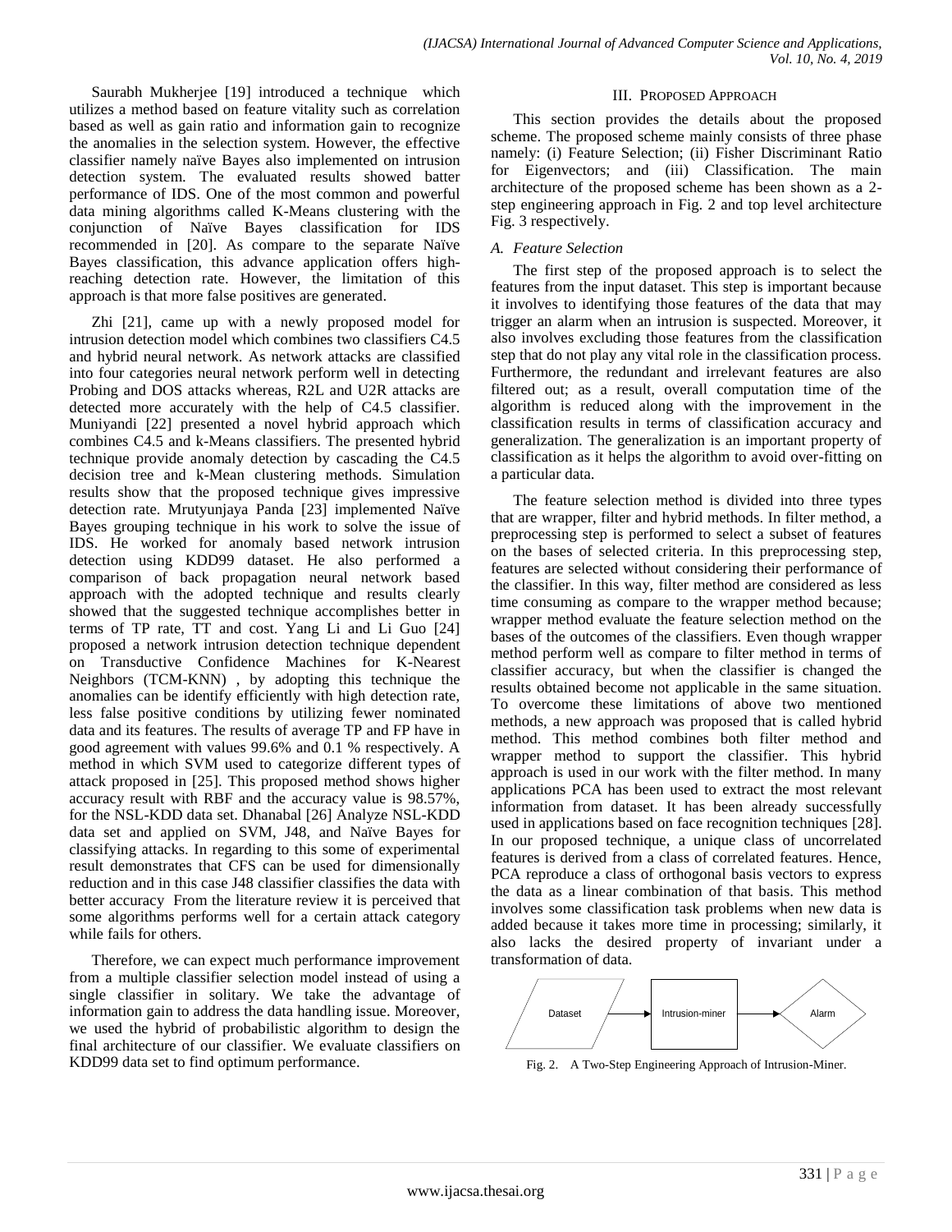Saurabh Mukherjee [19] introduced a technique which utilizes a method based on feature vitality such as correlation based as well as gain ratio and information gain to recognize the anomalies in the selection system. However, the effective classifier namely naïve Bayes also implemented on intrusion detection system. The evaluated results showed batter performance of IDS. One of the most common and powerful data mining algorithms called K-Means clustering with the conjunction of Naïve Bayes classification for IDS recommended in [20]. As compare to the separate Naïve Bayes classification, this advance application offers high-reaching detection rate. However, the limitation of this approach is that more false positives are generated.

Zhi [21], came up with a newly proposed model for intrusion detection model which combines two classifiers C4.5 and hybrid neural network. As network attacks are classified into four categories neural network perform well in detecting Probing and DOS attacks whereas, R2L and U2R attacks are detected more accurately with the help of C4.5 classifier. Muniyandi [22] presented a novel hybrid approach which combines C4.5 and k-Means classifiers. The presented hybrid technique provide anomaly detection by cascading the C4.5 decision tree and k-Mean clustering methods. Simulation results show that the proposed technique gives impressive detection rate. Mrutyunjaya Panda [23] implemented Naïve Bayes grouping technique in his work to solve the issue of IDS. He worked for anomaly based network intrusion detection using KDD99 dataset. He also performed a comparison of back propagation neural network based approach with the adopted technique and results clearly showed that the suggested technique accomplishes better in terms of TP rate, TT and cost. Yang Li and Li Guo [24] proposed a network intrusion detection technique dependent on Transductive Confidence Machines for K-Nearest Neighbors (TCM-KNN) , by adopting this technique the anomalies can be identify efficiently with high detection rate, less false positive conditions by utilizing fewer nominated data and its features. The results of average TP and FP have in good agreement with values 99.6% and 0.1 % respectively. A method in which SVM used to categorize different types of attack proposed in [25]. This proposed method shows higher accuracy result with RBF and the accuracy value is 98.57%, for the NSL-KDD data set. Dhanabal [26] Analyze NSL-KDD data set and applied on SVM, J48, and Naïve Bayes for classifying attacks. In regarding to this some of experimental result demonstrates that CFS can be used for dimensionally reduction and in this case J48 classifier classifies the data with better accuracy From the literature review it is perceived that some algorithms performs well for a certain attack category while fails for others.

Therefore, we can expect much performance improvement from a multiple classifier selection model instead of using a single classifier in solitary. We take the advantage of information gain to address the data handling issue. Moreover, we used the hybrid of probabilistic algorithm to design the final architecture of our classifier. We evaluate classifiers on KDD99 data set to find optimum performance.

## III. Proposed Approach

This section provides the details about the proposed scheme. The proposed scheme mainly consists of three phase namely: (i) Feature Selection; (ii) Fisher Discriminant Ratio for Eigenvectors; and (iii) Classification. The main architecture of the proposed scheme has been shown as a 2-step engineering approach in Fig. 2 and top level architecture Fig. 3 respectively.

### *A. Feature Selection*

The first step of the proposed approach is to select the features from the input dataset. This step is important because it involves to identifying those features of the data that may trigger an alarm when an intrusion is suspected. Moreover, it also involves excluding those features from the classification step that do not play any vital role in the classification process. Furthermore, the redundant and irrelevant features are also filtered out; as a result, overall computation time of the algorithm is reduced along with the improvement in the classification results in terms of classification accuracy and generalization. The generalization is an important property of classification as it helps the algorithm to avoid over-fitting on a particular data.

The feature selection method is divided into three types that are wrapper, filter and hybrid methods. In filter method, a preprocessing step is performed to select a subset of features on the bases of selected criteria. In this preprocessing step, features are selected without considering their performance of the classifier. In this way, filter method are considered as less time consuming as compare to the wrapper method because; wrapper method evaluate the feature selection method on the bases of the outcomes of the classifiers. Even though wrapper method perform well as compare to filter method in terms of classifier accuracy, but when the classifier is changed the results obtained become not applicable in the same situation. To overcome these limitations of above two mentioned methods, a new approach was proposed that is called hybrid method. This method combines both filter method and wrapper method to support the classifier. This hybrid approach is used in our work with the filter method. In many applications PCA has been used to extract the most relevant information from dataset. It has been already successfully used in applications based on face recognition techniques [28]. In our proposed technique, a unique class of uncorrelated features is derived from a class of correlated features. Hence, PCA reproduce a class of orthogonal basis vectors to express the data as a linear combination of that basis. This method involves some classification task problems when new data is added because it takes more time in processing; similarly, it also lacks the desired property of invariant under a transformation of data.

Dataset → Intrusion-miner → Alarm

Fig. 2. A Two-Step Engineering Approach of Intrusion-Miner.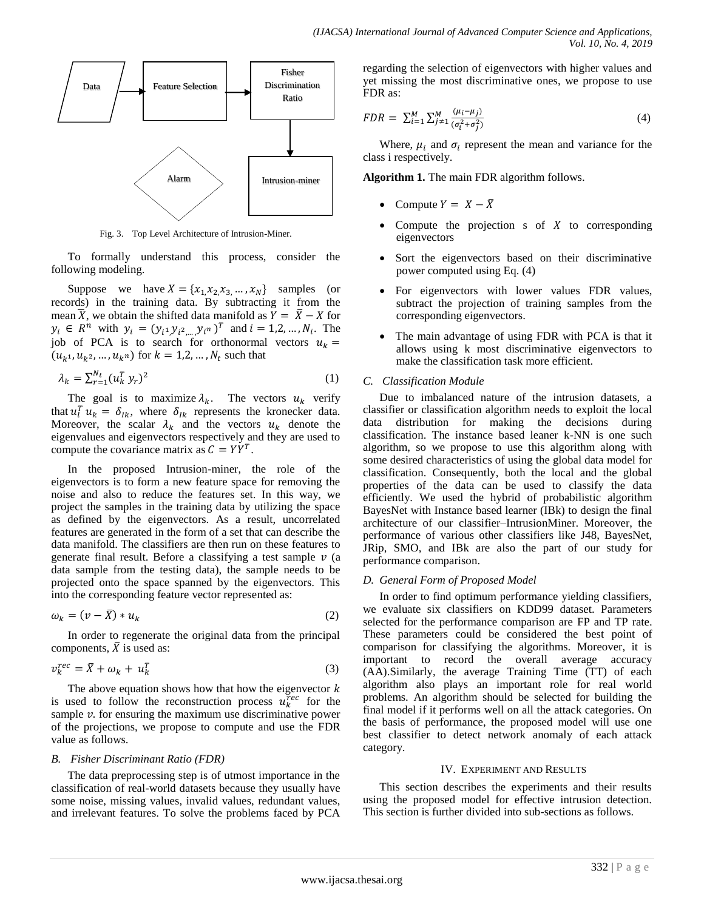Fig. 3. Top Level Architecture of Intrusion-Miner.

To formally understand this process, consider the following modeling.

Suppose we have $X = \{x_1, x_2, x_3, \dots, x_N\}$ samples (or records) in the training data. By subtracting it from the mean $\bar{X}$, we obtain the shifted data manifold as $Y = \bar{X} - X$ for $y_i \in R^n$ with $y_i = (y_{i^1}, y_{i^2}, \dots, y_{i^n})^T$ and $i = 1, 2, \dots, N_i$. The job of PCA is to search for orthonormal vectors $u_k = (u_{k^1}, u_{k^2}, \dots, u_{k^n})$ for $k = 1, 2, \dots, N_t$ such that

$$\lambda_k = \sum_{r=1}^{N_t} (u_k^T y_r)^2 \tag{1}$$

The goal is to maximize $\lambda_k$. The vectors $u_k$ verify that $u_l^T u_k = \delta_{lk}$, where $\delta_{lk}$ represents the kronecker data. Moreover, the scalar $\lambda_k$ and the vectors $u_k$ denote the eigenvalues and eigenvectors respectively and they are used to compute the covariance matrix as $C = YY^T$.

In the proposed Intrusion-miner, the role of the eigenvectors is to form a new feature space for removing the noise and also to reduce the features set. In this way, we project the samples in the training data by utilizing the space as defined by the eigenvectors. As a result, uncorrelated features are generated in the form of a set that can describe the data manifold. The classifiers are then run on these features to generate final result. Before a classifying a test sample $v$ (a data sample from the testing data), the sample needs to be projected onto the space spanned by the eigenvectors. This into the corresponding feature vector represented as:

$$\omega_k = (v - \bar{X}) * u_k \tag{2}$$

In order to regenerate the original data from the principal components, $\bar{X}$ is used as:

$$v_k^{rec} = \bar{X} + \omega_k + u_k^T \tag{3}$$

The above equation shows how that how the eigenvector $k$ is used to follow the reconstruction process $u_k^{rec}$ for the sample $v$. for ensuring the maximum use discriminative power of the projections, we propose to compute and use the FDR value as follows.

### *B. Fisher Discriminant Ratio (FDR)*

The data preprocessing step is of utmost importance in the classification of real-world datasets because they usually have some noise, missing values, invalid values, redundant values, and irrelevant features. To solve the problems faced by PCA regarding the selection of eigenvectors with higher values and yet missing the most discriminative ones, we propose to use FDR as:

$$FDR = \sum_{i=1}^{M} \sum_{j \neq 1}^{M} \frac{(\mu_i - \mu_j)}{(\sigma_i^2 + \sigma_j^2)} \tag{4}$$

Where, $\mu_i$ and $\sigma_i$ represent the mean and variance for the class i respectively.

**Algorithm 1.** The main FDR algorithm follows.

- Compute $Y = X - \bar{X}$
- Compute the projection s of $X$ to corresponding eigenvectors
- Sort the eigenvectors based on their discriminative power computed using Eq. (4)
- For eigenvectors with lower values FDR values, subtract the projection of training samples from the corresponding eigenvectors.
- The main advantage of using FDR with PCA is that it allows using k most discriminative eigenvectors to make the classification task more efficient.

### *C. Classification Module*

Due to imbalanced nature of the intrusion datasets, a classifier or classification algorithm needs to exploit the local data distribution for making the decisions during classification. The instance based leaner k-NN is one such algorithm, so we propose to use this algorithm along with some desired characteristics of using the global data model for classification. Consequently, both the local and the global properties of the data can be used to classify the data efficiently. We used the hybrid of probabilistic algorithm BayesNet with Instance based learner (IBk) to design the final architecture of our classifier–IntrusionMiner. Moreover, the performance of various other classifiers like J48, BayesNet, JRip, SMO, and IBk are also the part of our study for performance comparison.

### *D. General Form of Proposed Model*

In order to find optimum performance yielding classifiers, we evaluate six classifiers on KDD99 dataset. Parameters selected for the performance comparison are FP and TP rate. These parameters could be considered the best point of comparison for classifying the algorithms. Moreover, it is important to record the overall average accuracy (AA).Similarly, the average Training Time (TT) of each algorithm also plays an important role for real world problems. An algorithm should be selected for building the final model if it performs well on all the attack categories. On the basis of performance, the proposed model will use one best classifier to detect network anomaly of each attack category.

## IV. Experiment and Results

This section describes the experiments and their results using the proposed model for effective intrusion detection. This section is further divided into sub-sections as follows.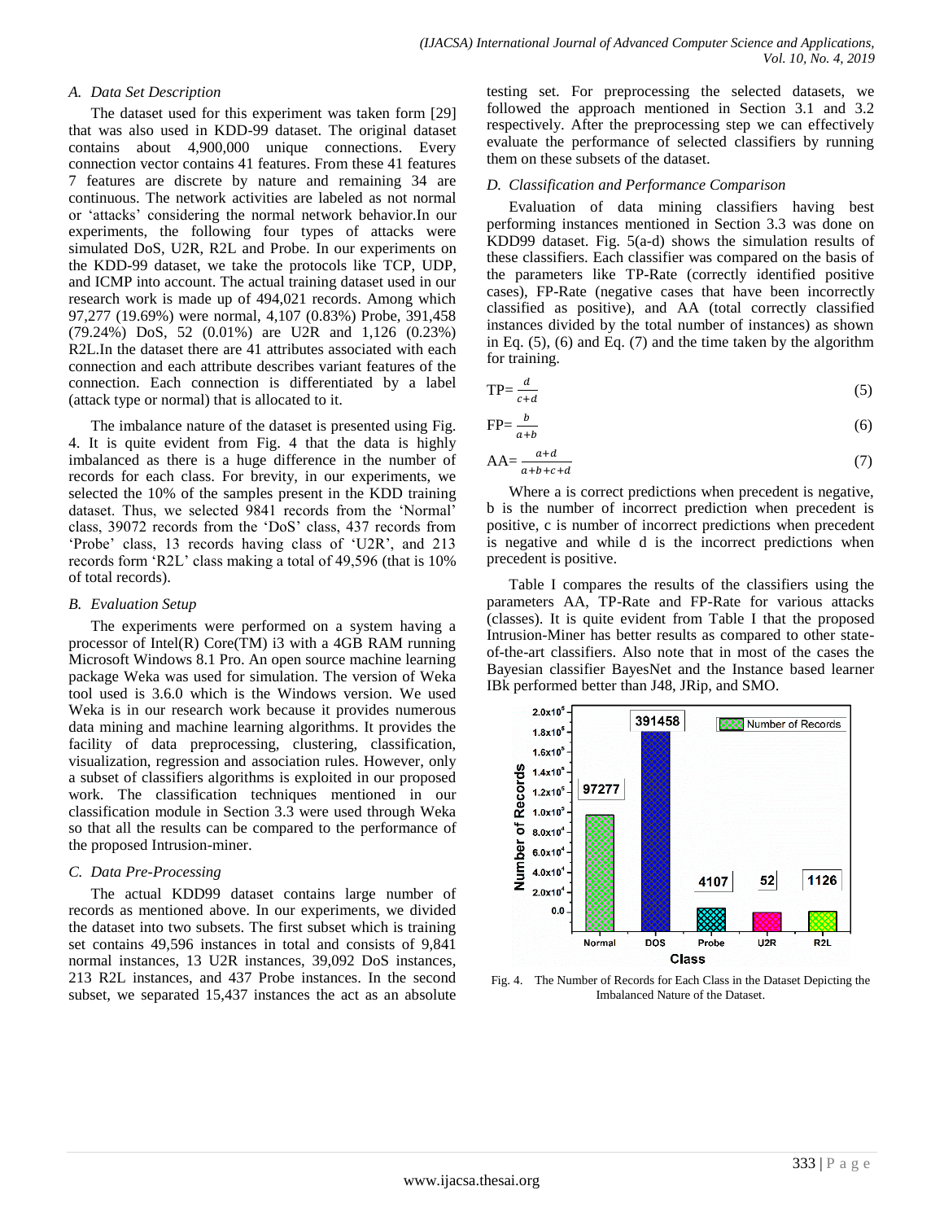### A. Data Set Description

The dataset used for this experiment was taken form [29] that was also used in KDD-99 dataset. The original dataset contains about 4,900,000 unique connections. Every connection vector contains 41 features. From these 41 features 7 features are discrete by nature and remaining 34 are continuous. The network activities are labeled as not normal or 'attacks' considering the normal network behavior.In our experiments, the following four types of attacks were simulated DoS, U2R, R2L and Probe. In our experiments on the KDD-99 dataset, we take the protocols like TCP, UDP, and ICMP into account. The actual training dataset used in our research work is made up of 494,021 records. Among which 97,277 (19.69%) were normal, 4,107 (0.83%) Probe, 391,458 (79.24%) DoS, 52 (0.01%) are U2R and 1,126 (0.23%) R2L.In the dataset there are 41 attributes associated with each connection and each attribute describes variant features of the connection. Each connection is differentiated by a label (attack type or normal) that is allocated to it.

The imbalance nature of the dataset is presented using Fig. 4. It is quite evident from Fig. 4 that the data is highly imbalanced as there is a huge difference in the number of records for each class. For brevity, in our experiments, we selected the 10% of the samples present in the KDD training dataset. Thus, we selected 9841 records from the 'Normal' class, 39072 records from the 'DoS' class, 437 records from 'Probe' class, 13 records having class of 'U2R', and 213 records form 'R2L' class making a total of 49,596 (that is 10% of total records).

### B. Evaluation Setup

The experiments were performed on a system having a processor of Intel(R) Core(TM) i3 with a 4GB RAM running Microsoft Windows 8.1 Pro. An open source machine learning package Weka was used for simulation. The version of Weka tool used is 3.6.0 which is the Windows version. We used Weka is in our research work because it provides numerous data mining and machine learning algorithms. It provides the facility of data preprocessing, clustering, classification, visualization, regression and association rules. However, only a subset of classifiers algorithms is exploited in our proposed work. The classification techniques mentioned in our classification module in Section 3.3 were used through Weka so that all the results can be compared to the performance of the proposed Intrusion-miner.

### C. Data Pre-Processing

The actual KDD99 dataset contains large number of records as mentioned above. In our experiments, we divided the dataset into two subsets. The first subset which is training set contains 49,596 instances in total and consists of 9,841 normal instances, 13 U2R instances, 39,092 DoS instances, 213 R2L instances, and 437 Probe instances. In the second subset, we separated 15,437 instances the act as an absolute testing set. For preprocessing the selected datasets, we followed the approach mentioned in Section 3.1 and 3.2 respectively. After the preprocessing step we can effectively evaluate the performance of selected classifiers by running them on these subsets of the dataset.

### D. Classification and Performance Comparison

Evaluation of data mining classifiers having best performing instances mentioned in Section 3.3 was done on KDD99 dataset. Fig. 5(a-d) shows the simulation results of these classifiers. Each classifier was compared on the basis of the parameters like TP-Rate (correctly identified positive cases), FP-Rate (negative cases that have been incorrectly classified as positive), and AA (total correctly classified instances divided by the total number of instances) as shown in Eq. (5), (6) and Eq. (7) and the time taken by the algorithm for training.

$$TP = \frac{d}{c+d} \tag{5}$$

$$FP = \frac{b}{a+b} \tag{6}$$

$$AA = \frac{a+d}{a+b+c+d} \tag{7}$$

Where a is correct predictions when precedent is negative, b is the number of incorrect prediction when precedent is positive, c is number of incorrect predictions when precedent is negative and while d is the incorrect predictions when precedent is positive.

Table I compares the results of the classifiers using the parameters AA, TP-Rate and FP-Rate for various attacks (classes). It is quite evident from Table I that the proposed Intrusion-Miner has better results as compared to other state-of-the-art classifiers. Also note that in most of the cases the Bayesian classifier BayesNet and the Instance based learner IBk performed better than J48, JRip, and SMO.

Fig. 4. The Number of Records for Each Class in the Dataset Depicting the Imbalanced Nature of the Dataset.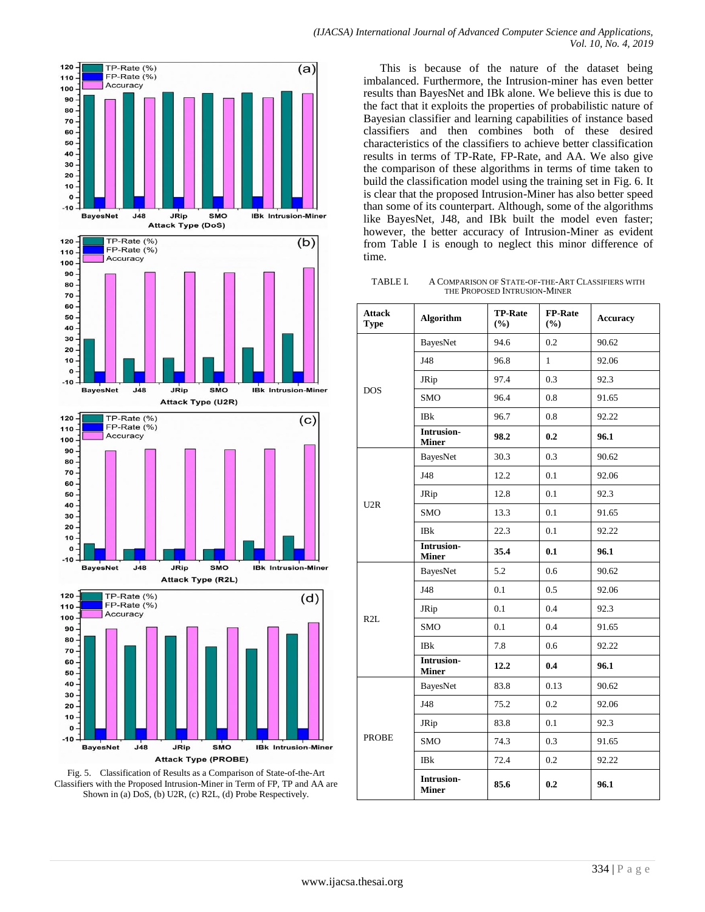This is because of the nature of the dataset being imbalanced. Furthermore, the Intrusion-miner has even better results than BayesNet and IBk alone. We believe this is due to the fact that it exploits the properties of probabilistic nature of Bayesian classifier and learning capabilities of instance based classifiers and then combines both of these desired characteristics of the classifiers to achieve better classification results in terms of TP-Rate, FP-Rate, and AA. We also give the comparison of these algorithms in terms of time taken to build the classification model using the training set in Fig. 6. It is clear that the proposed Intrusion-Miner has also better speed than some of its counterpart. Although, some of the algorithms like BayesNet, J48, and IBk built the model even faster; however, the better accuracy of Intrusion-Miner as evident from Table I is enough to neglect this minor difference of time.

Fig. 5. Classification of Results as a Comparison of State-of-the-Art Classifiers with the Proposed Intrusion-Miner in Term of FP, TP and AA are Shown in (a) DoS, (b) U2R, (c) R2L, (d) Probe Respectively.

TABLE I. A COMPARISON OF STATE-OF-THE-ART CLASSIFIERS WITH THE PROPOSED INTRUSION-MINER

| Attack Type | Algorithm | TP-Rate (%) | FP-Rate (%) | Accuracy |
|---|---|---|---|---|
| DOS | BayesNet | 94.6 | 0.2 | 90.62 |
| | J48 | 96.8 | 1 | 92.06 |
| | JRip | 97.4 | 0.3 | 92.3 |
| | SMO | 96.4 | 0.8 | 91.65 |
| | IBk | 96.7 | 0.8 | 92.22 |
| | **Intrusion-Miner** | **98.2** | **0.2** | **96.1** |
| U2R | BayesNet | 30.3 | 0.3 | 90.62 |
| | J48 | 12.2 | 0.1 | 92.06 |
| | JRip | 12.8 | 0.1 | 92.3 |
| | SMO | 13.3 | 0.1 | 91.65 |
| | IBk | 22.3 | 0.1 | 92.22 |
| | **Intrusion-Miner** | **35.4** | **0.1** | **96.1** |
| R2L | BayesNet | 5.2 | 0.6 | 90.62 |
| | J48 | 0.1 | 0.5 | 92.06 |
| | JRip | 0.1 | 0.4 | 92.3 |
| | SMO | 0.1 | 0.4 | 91.65 |
| | IBk | 7.8 | 0.6 | 92.22 |
| | **Intrusion-Miner** | **12.2** | **0.4** | **96.1** |
| PROBE | BayesNet | 83.8 | 0.13 | 90.62 |
| | J48 | 75.2 | 0.2 | 92.06 |
| | JRip | 83.8 | 0.1 | 92.3 |
| | SMO | 74.3 | 0.3 | 91.65 |
| | IBk | 72.4 | 0.2 | 92.22 |
| | **Intrusion-Miner** | **85.6** | **0.2** | **96.1** |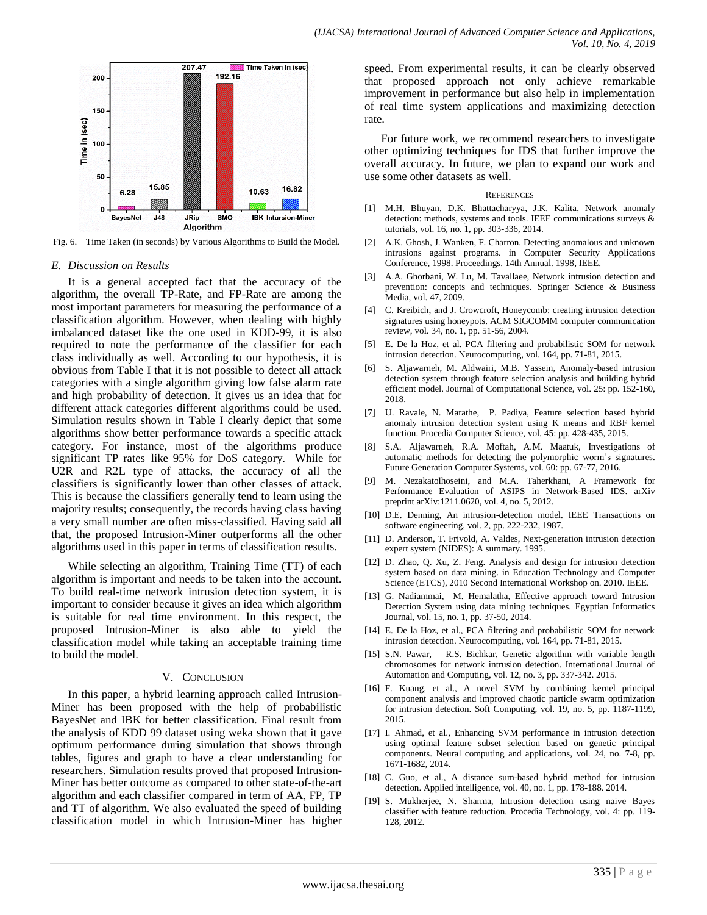Fig. 6. Time Taken (in seconds) by Various Algorithms to Build the Model.

### *E. Discussion on Results*

It is a general accepted fact that the accuracy of the algorithm, the overall TP-Rate, and FP-Rate are among the most important parameters for measuring the performance of a classification algorithm. However, when dealing with highly imbalanced dataset like the one used in KDD-99, it is also required to note the performance of the classifier for each class individually as well. According to our hypothesis, it is obvious from Table I that it is not possible to detect all attack categories with a single algorithm giving low false alarm rate and high probability of detection. It gives us an idea that for different attack categories different algorithms could be used. Simulation results shown in Table I clearly depict that some algorithms show better performance towards a specific attack category. For instance, most of the algorithms produce significant TP rates–like 95% for DoS category. While for U2R and R2L type of attacks, the accuracy of all the classifiers is significantly lower than other classes of attack. This is because the classifiers generally tend to learn using the majority results; consequently, the records having class having a very small number are often miss-classified. Having said all that, the proposed Intrusion-Miner outperforms all the other algorithms used in this paper in terms of classification results.

While selecting an algorithm, Training Time (TT) of each algorithm is important and needs to be taken into the account. To build real-time network intrusion detection system, it is important to consider because it gives an idea which algorithm is suitable for real time environment. In this respect, the proposed Intrusion-Miner is also able to yield the classification model while taking an acceptable training time to build the model.

## V. Conclusion

In this paper, a hybrid learning approach called Intrusion-Miner has been proposed with the help of probabilistic BayesNet and IBK for better classification. Final result from the analysis of KDD 99 dataset using weka shown that it gave optimum performance during simulation that shows through tables, figures and graph to have a clear understanding for researchers. Simulation results proved that proposed Intrusion-Miner has better outcome as compared to other state-of-the-art algorithm and each classifier compared in term of AA, FP, TP and TT of algorithm. We also evaluated the speed of building classification model in which Intrusion-Miner has higher speed. From experimental results, it can be clearly observed that proposed approach not only achieve remarkable improvement in performance but also help in implementation of real time system applications and maximizing detection rate.

For future work, we recommend researchers to investigate other optimizing techniques for IDS that further improve the overall accuracy. In future, we plan to expand our work and use some other datasets as well.

## References

[1] M.H. Bhuyan, D.K. Bhattacharyya, J.K. Kalita, Network anomaly detection: methods, systems and tools. IEEE communications surveys & tutorials, vol. 16, no. 1, pp. 303-336, 2014.

[2] A.K. Ghosh, J. Wanken, F. Charron. Detecting anomalous and unknown intrusions against programs. in Computer Security Applications Conference, 1998. Proceedings. 14th Annual. 1998, IEEE.

[3] A.A. Ghorbani, W. Lu, M. Tavallaee, Network intrusion detection and prevention: concepts and techniques. Springer Science & Business Media, vol. 47, 2009.

[4] C. Kreibich, and J. Crowcroft, Honeycomb: creating intrusion detection signatures using honeypots. ACM SIGCOMM computer communication review, vol. 34, no. 1, pp. 51-56, 2004.

[5] E. De la Hoz, et al. PCA filtering and probabilistic SOM for network intrusion detection. Neurocomputing, vol. 164, pp. 71-81, 2015.

[6] S. Aljawarneh, M. Aldwairi, M.B. Yassein, Anomaly-based intrusion detection system through feature selection analysis and building hybrid efficient model. Journal of Computational Science, vol. 25: pp. 152-160, 2018.

[7] U. Ravale, N. Marathe, P. Padiya, Feature selection based hybrid anomaly intrusion detection system using K means and RBF kernel function. Procedia Computer Science, vol. 45: pp. 428-435, 2015.

[8] S.A. Aljawarneh, R.A. Moftah, A.M. Maatuk, Investigations of automatic methods for detecting the polymorphic worm's signatures. Future Generation Computer Systems, vol. 60: pp. 67-77, 2016.

[9] M. Nezakatolhoseini, and M.A. Taherkhani, A Framework for Performance Evaluation of ASIPS in Network-Based IDS. arXiv preprint arXiv:1211.0620, vol. 4, no. 5, 2012.

[10] D.E. Denning, An intrusion-detection model. IEEE Transactions on software engineering, vol. 2, pp. 222-232, 1987.

[11] D. Anderson, T. Frivold, A. Valdes, Next-generation intrusion detection expert system (NIDES): A summary. 1995.

[12] D. Zhao, Q. Xu, Z. Feng. Analysis and design for intrusion detection system based on data mining. in Education Technology and Computer Science (ETCS), 2010 Second International Workshop on. 2010. IEEE.

[13] G. Nadiammai, M. Hemalatha, Effective approach toward Intrusion Detection System using data mining techniques. Egyptian Informatics Journal, vol. 15, no. 1, pp. 37-50, 2014.

[14] E. De la Hoz, et al., PCA filtering and probabilistic SOM for network intrusion detection. Neurocomputing, vol. 164, pp. 71-81, 2015.

[15] S.N. Pawar, R.S. Bichkar, Genetic algorithm with variable length chromosomes for network intrusion detection. International Journal of Automation and Computing, vol. 12, no. 3, pp. 337-342. 2015.

[16] F. Kuang, et al., A novel SVM by combining kernel principal component analysis and improved chaotic particle swarm optimization for intrusion detection. Soft Computing, vol. 19, no. 5, pp. 1187-1199, 2015.

[17] I. Ahmad, et al., Enhancing SVM performance in intrusion detection using optimal feature subset selection based on genetic principal components. Neural computing and applications, vol. 24, no. 7-8, pp. 1671-1682, 2014.

[18] C. Guo, et al., A distance sum-based hybrid method for intrusion detection. Applied intelligence, vol. 40, no. 1, pp. 178-188. 2014.

[19] S. Mukherjee, N. Sharma, Intrusion detection using naive Bayes classifier with feature reduction. Procedia Technology, vol. 4: pp. 119-128, 2012.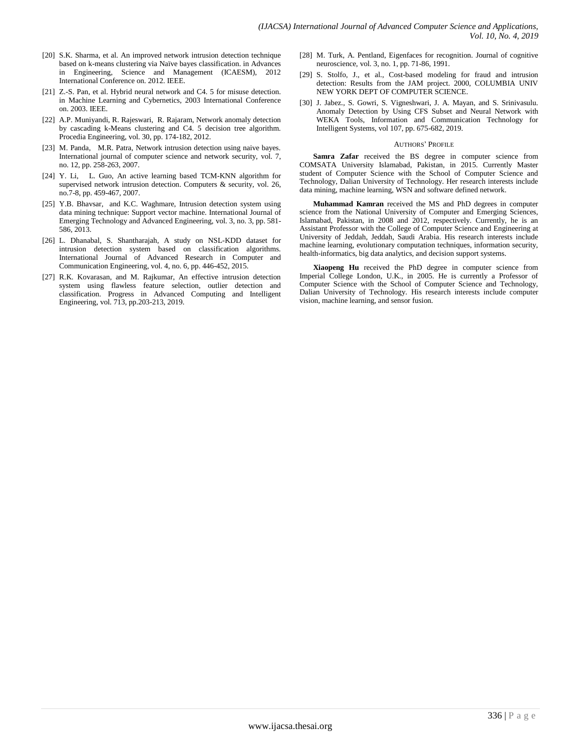[20] S.K. Sharma, et al. An improved network intrusion detection technique based on k-means clustering via Naïve bayes classification. in Advances in Engineering, Science and Management (ICAESM), 2012 International Conference on. 2012. IEEE.

[21] Z.-S. Pan, et al. Hybrid neural network and C4. 5 for misuse detection. in Machine Learning and Cybernetics, 2003 International Conference on. 2003. IEEE.

[22] A.P. Muniyandi, R. Rajeswari, R. Rajaram, Network anomaly detection by cascading k-Means clustering and C4. 5 decision tree algorithm. Procedia Engineering, vol. 30, pp. 174-182, 2012.

[23] M. Panda, M.R. Patra, Network intrusion detection using naive bayes. International journal of computer science and network security, vol. 7, no. 12, pp. 258-263, 2007.

[24] Y. Li, L. Guo, An active learning based TCM-KNN algorithm for supervised network intrusion detection. Computers & security, vol. 26, no.7-8, pp. 459-467, 2007.

[25] Y.B. Bhavsar, and K.C. Waghmare, Intrusion detection system using data mining technique: Support vector machine. International Journal of Emerging Technology and Advanced Engineering, vol. 3, no. 3, pp. 581-586, 2013.

[26] L. Dhanabal, S. Shantharajah, A study on NSL-KDD dataset for intrusion detection system based on classification algorithms. International Journal of Advanced Research in Computer and Communication Engineering, vol. 4, no. 6, pp. 446-452, 2015.

[27] R.K. Kovarasan, and M. Rajkumar, An effective intrusion detection system using flawless feature selection, outlier detection and classification. Progress in Advanced Computing and Intelligent Engineering, vol. 713, pp.203-213, 2019.

[28] M. Turk, A. Pentland, Eigenfaces for recognition. Journal of cognitive neuroscience, vol. 3, no. 1, pp. 71-86, 1991.

[29] S. Stolfo, J., et al., Cost-based modeling for fraud and intrusion detection: Results from the JAM project. 2000, COLUMBIA UNIV NEW YORK DEPT OF COMPUTER SCIENCE.

[30] J. Jabez., S. Gowri, S. Vigneshwari, J. A. Mayan, and S. Srinivasulu. Anomaly Detection by Using CFS Subset and Neural Network with WEKA Tools, Information and Communication Technology for Intelligent Systems, vol 107, pp. 675-682, 2019.

## Authors' Profile

**Samra Zafar** received the BS degree in computer science from COMSATA University Islamabad, Pakistan, in 2015. Currently Master student of Computer Science with the School of Computer Science and Technology, Dalian University of Technology. Her research interests include data mining, machine learning, WSN and software defined network.

**Muhammad Kamran** received the MS and PhD degrees in computer science from the National University of Computer and Emerging Sciences, Islamabad, Pakistan, in 2008 and 2012, respectively. Currently, he is an Assistant Professor with the College of Computer Science and Engineering at University of Jeddah, Jeddah, Saudi Arabia. His research interests include machine learning, evolutionary computation techniques, information security, health-informatics, big data analytics, and decision support systems.

**Xiaopeng Hu** received the PhD degree in computer science from Imperial College London, U.K., in 2005. He is currently a Professor of Computer Science with the School of Computer Science and Technology, Dalian University of Technology. His research interests include computer vision, machine learning, and sensor fusion.